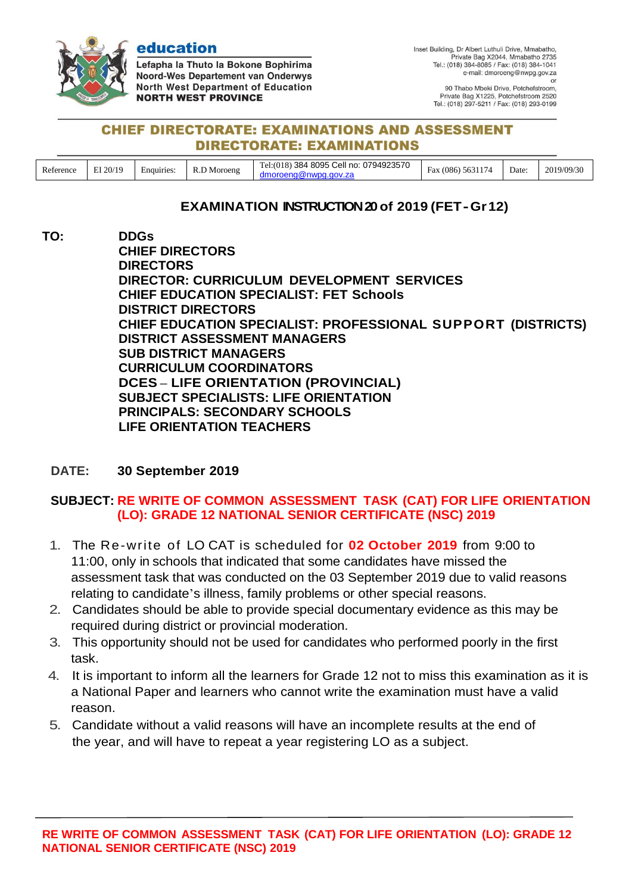**education**

Lefapha la Thuto la Bokone Bophirima
Noord-Wes Departement van Onderwys
North West Department of Education
**NORTH WEST PROVINCE**

Inset Building, Dr Albert Luthuli Drive, Mmabatho,
Private Bag X2044, Mmabatho 2735
Tel.: (018) 384-8085 / Fax: (018) 384-1041
e-mail: dmoroeng@nwpg.gov.za
or
90 Thabo Mbeki Drive, Potchefstroom,
Private Bag X1225, Potchefstroom 2520
Tel.: (018) 297-5211 / Fax: (018) 293-0199

## CHIEF DIRECTORATE: EXAMINATIONS AND ASSESSMENT
## DIRECTORATE: EXAMINATIONS

| Reference | EI 20/19 | Enquiries: | R.D Moroeng | Tel:(018) 384 8095 Cell no: 0794923570 dmoroeng@nwpg.gov.za | Fax (086) 5631174 | Date: | 2019/09/30 |
|---|---|---|---|---|---|---|---|

### EXAMINATION INSTRUCTION 20 of 2019 (FET-Gr12)

**TO:** **DDGs**
**CHIEF DIRECTORS**
**DIRECTORS**
**DIRECTOR: CURRICULUM DEVELOPMENT SERVICES**
**CHIEF EDUCATION SPECIALIST: FET Schools**
**DISTRICT DIRECTORS**
**CHIEF EDUCATION SPECIALIST: PROFESSIONAL SUPPORT (DISTRICTS)**
**DISTRICT ASSESSMENT MANAGERS**
**SUB DISTRICT MANAGERS**
**CURRICULUM COORDINATORS**
**DCES – LIFE ORIENTATION (PROVINCIAL)**
**SUBJECT SPECIALISTS: LIFE ORIENTATION**
**PRINCIPALS: SECONDARY SCHOOLS**
**LIFE ORIENTATION TEACHERS**

**DATE:** **30 September 2019**

**SUBJECT: RE WRITE OF COMMON ASSESSMENT TASK (CAT) FOR LIFE ORIENTATION (LO): GRADE 12 NATIONAL SENIOR CERTIFICATE (NSC) 2019**

1. The Re-write of LO CAT is scheduled for **02 October 2019** from 9:00 to 11:00, only in schools that indicated that some candidates have missed the assessment task that was conducted on the 03 September 2019 due to valid reasons relating to candidate's illness, family problems or other special reasons.
2. Candidates should be able to provide special documentary evidence as this may be required during district or provincial moderation.
3. This opportunity should not be used for candidates who performed poorly in the first task.
4. It is important to inform all the learners for Grade 12 not to miss this examination as it is a National Paper and learners who cannot write the examination must have a valid reason.
5. Candidate without a valid reasons will have an incomplete results at the end of the year, and will have to repeat a year registering LO as a subject.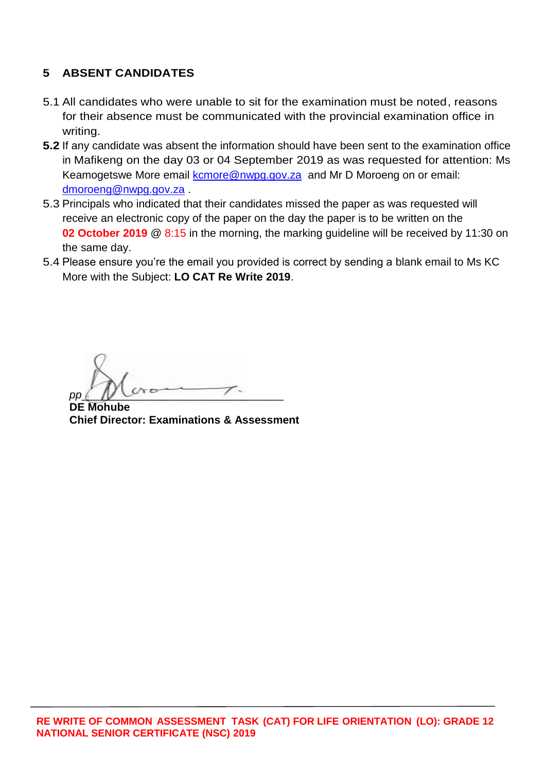## 5 ABSENT CANDIDATES

5.1 All candidates who were unable to sit for the examination must be noted, reasons for their absence must be communicated with the provincial examination office in writing.

**5.2** If any candidate was absent the information should have been sent to the examination office in Mafikeng on the day 03 or 04 September 2019 as was requested for attention: Ms Keamogetswe More email kcmore@nwpg.gov.za and Mr D Moroeng on or email: dmoroeng@nwpg.gov.za .

5.3 Principals who indicated that their candidates missed the paper as was requested will receive an electronic copy of the paper on the day the paper is to be written on the **02 October 2019** @ 8:15 in the morning, the marking guideline will be received by 11:30 on the same day.

5.4 Please ensure you're the email you provided is correct by sending a blank email to Ms KC More with the Subject: **LO CAT Re Write 2019**.

*pp*\_\_\_\_\_\_\_\_\_\_\_\_\_\_\_\_\_\_\_\_\_\_\_\_\_\_\_\_\_\_

**DE Mohube**
**Chief Director: Examinations & Assessment**